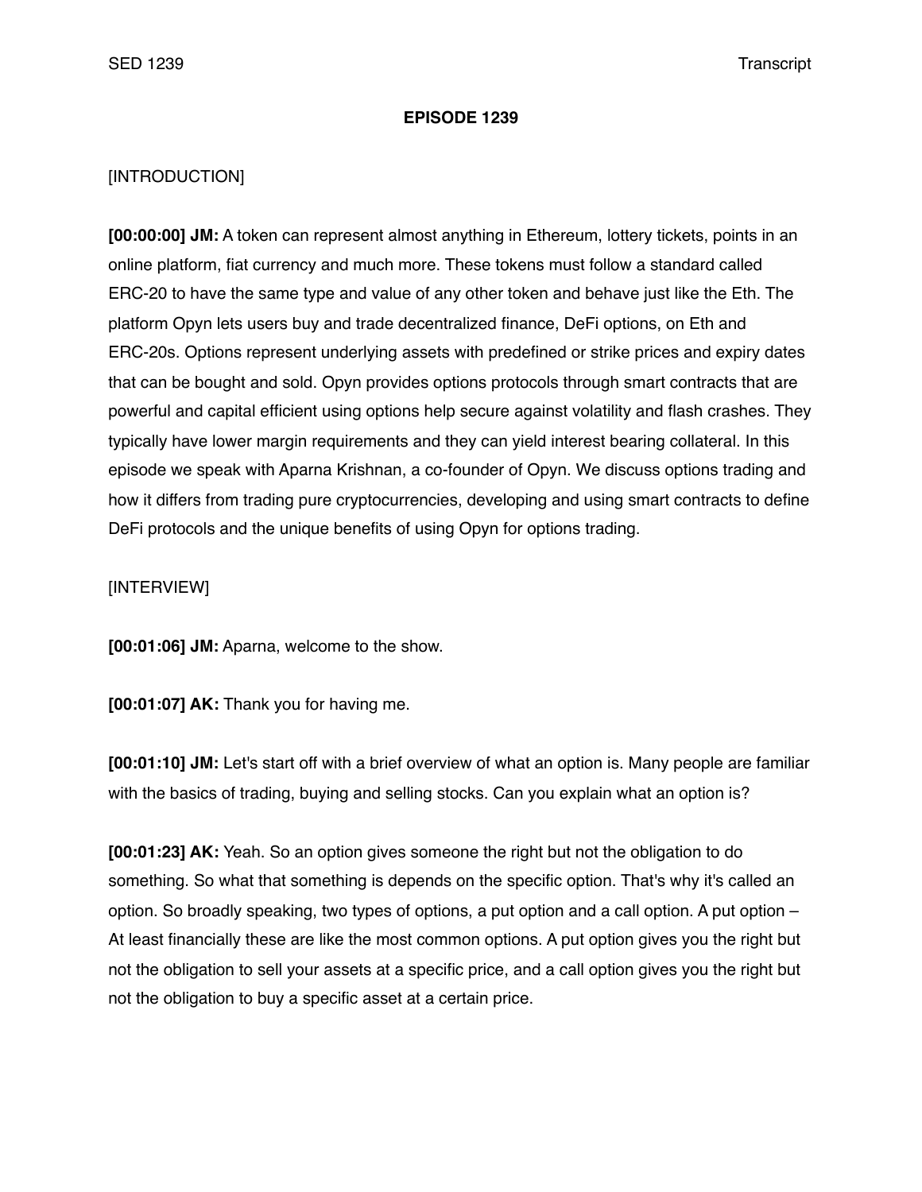# EPISODE 1239

[INTRODUCTION]

**[00:00:00] JM:** A token can represent almost anything in Ethereum, lottery tickets, points in an online platform, fiat currency and much more. These tokens must follow a standard called ERC-20 to have the same type and value of any other token and behave just like the Eth. The platform Opyn lets users buy and trade decentralized finance, DeFi options, on Eth and ERC-20s. Options represent underlying assets with predefined or strike prices and expiry dates that can be bought and sold. Opyn provides options protocols through smart contracts that are powerful and capital efficient using options help secure against volatility and flash crashes. They typically have lower margin requirements and they can yield interest bearing collateral. In this episode we speak with Aparna Krishnan, a co-founder of Opyn. We discuss options trading and how it differs from trading pure cryptocurrencies, developing and using smart contracts to define DeFi protocols and the unique benefits of using Opyn for options trading.

[INTERVIEW]

**[00:01:06] JM:** Aparna, welcome to the show.

**[00:01:07] AK:** Thank you for having me.

**[00:01:10] JM:** Let's start off with a brief overview of what an option is. Many people are familiar with the basics of trading, buying and selling stocks. Can you explain what an option is?

**[00:01:23] AK:** Yeah. So an option gives someone the right but not the obligation to do something. So what that something is depends on the specific option. That's why it's called an option. So broadly speaking, two types of options, a put option and a call option. A put option – At least financially these are like the most common options. A put option gives you the right but not the obligation to sell your assets at a specific price, and a call option gives you the right but not the obligation to buy a specific asset at a certain price.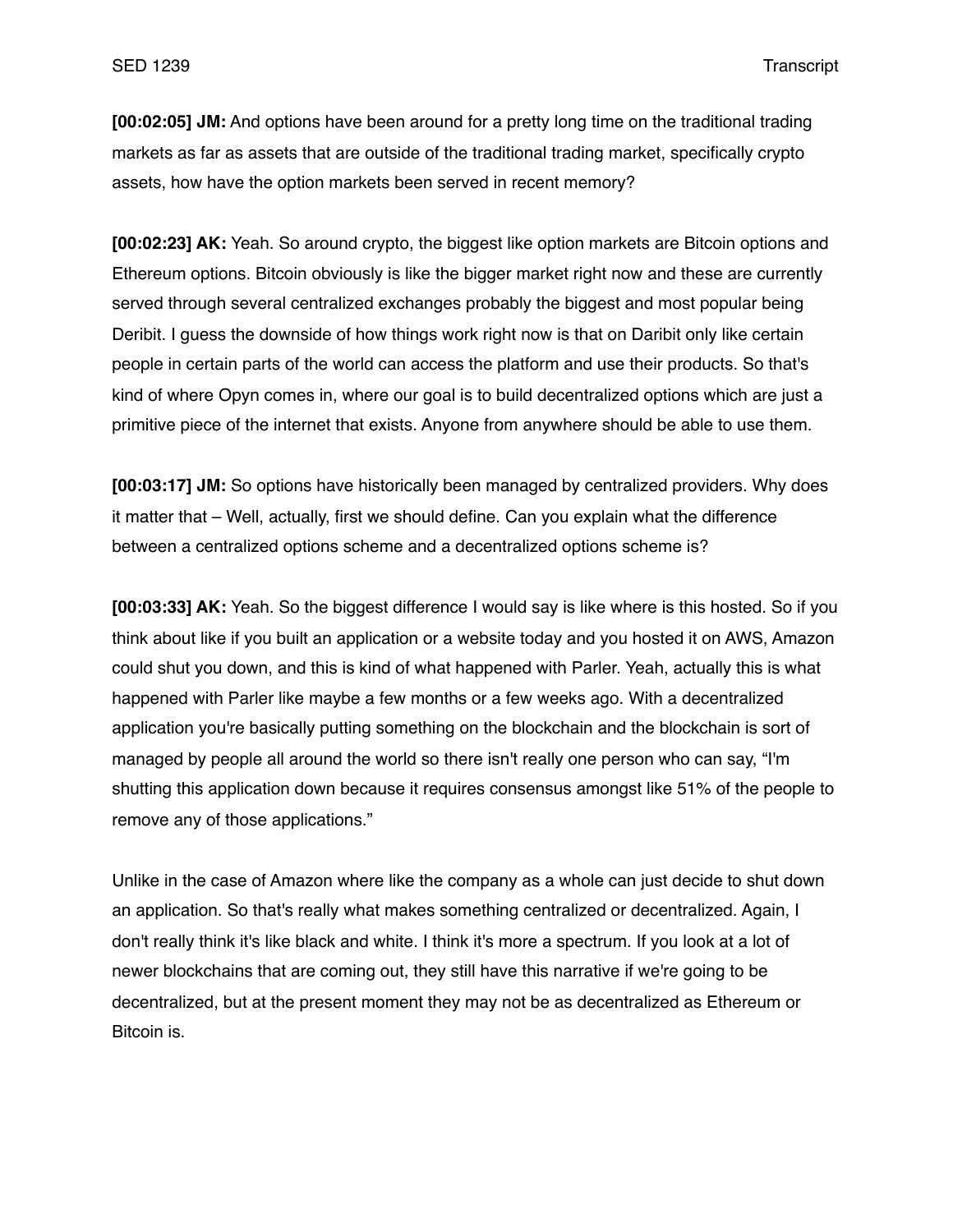**[00:02:05] JM:** And options have been around for a pretty long time on the traditional trading markets as far as assets that are outside of the traditional trading market, specifically crypto assets, how have the option markets been served in recent memory?

**[00:02:23] AK:** Yeah. So around crypto, the biggest like option markets are Bitcoin options and Ethereum options. Bitcoin obviously is like the bigger market right now and these are currently served through several centralized exchanges probably the biggest and most popular being Deribit. I guess the downside of how things work right now is that on Daribit only like certain people in certain parts of the world can access the platform and use their products. So that's kind of where Opyn comes in, where our goal is to build decentralized options which are just a primitive piece of the internet that exists. Anyone from anywhere should be able to use them.

**[00:03:17] JM:** So options have historically been managed by centralized providers. Why does it matter that – Well, actually, first we should define. Can you explain what the difference between a centralized options scheme and a decentralized options scheme is?

**[00:03:33] AK:** Yeah. So the biggest difference I would say is like where is this hosted. So if you think about like if you built an application or a website today and you hosted it on AWS, Amazon could shut you down, and this is kind of what happened with Parler. Yeah, actually this is what happened with Parler like maybe a few months or a few weeks ago. With a decentralized application you're basically putting something on the blockchain and the blockchain is sort of managed by people all around the world so there isn't really one person who can say, "I'm shutting this application down because it requires consensus amongst like 51% of the people to remove any of those applications."

Unlike in the case of Amazon where like the company as a whole can just decide to shut down an application. So that's really what makes something centralized or decentralized. Again, I don't really think it's like black and white. I think it's more a spectrum. If you look at a lot of newer blockchains that are coming out, they still have this narrative if we're going to be decentralized, but at the present moment they may not be as decentralized as Ethereum or Bitcoin is.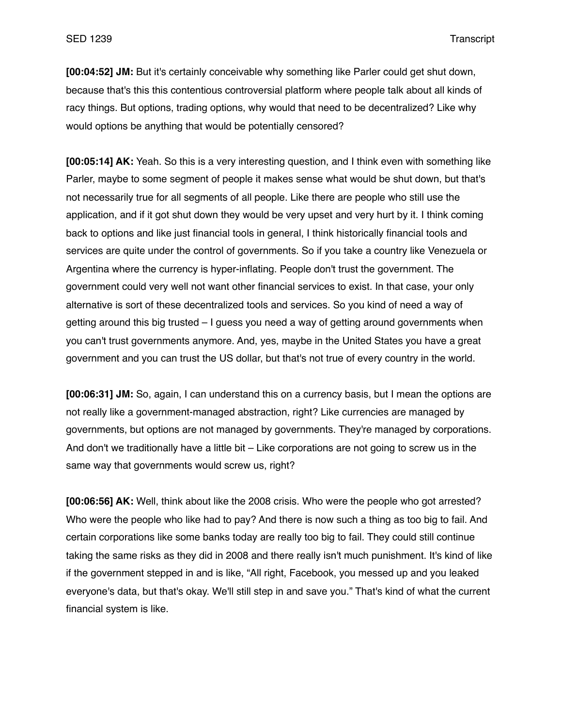**[00:04:52] JM:** But it's certainly conceivable why something like Parler could get shut down, because that's this this contentious controversial platform where people talk about all kinds of racy things. But options, trading options, why would that need to be decentralized? Like why would options be anything that would be potentially censored?

**[00:05:14] AK:** Yeah. So this is a very interesting question, and I think even with something like Parler, maybe to some segment of people it makes sense what would be shut down, but that's not necessarily true for all segments of all people. Like there are people who still use the application, and if it got shut down they would be very upset and very hurt by it. I think coming back to options and like just financial tools in general, I think historically financial tools and services are quite under the control of governments. So if you take a country like Venezuela or Argentina where the currency is hyper-inflating. People don't trust the government. The government could very well not want other financial services to exist. In that case, your only alternative is sort of these decentralized tools and services. So you kind of need a way of getting around this big trusted – I guess you need a way of getting around governments when you can't trust governments anymore. And, yes, maybe in the United States you have a great government and you can trust the US dollar, but that's not true of every country in the world.

**[00:06:31] JM:** So, again, I can understand this on a currency basis, but I mean the options are not really like a government-managed abstraction, right? Like currencies are managed by governments, but options are not managed by governments. They're managed by corporations. And don't we traditionally have a little bit – Like corporations are not going to screw us in the same way that governments would screw us, right?

**[00:06:56] AK:** Well, think about like the 2008 crisis. Who were the people who got arrested? Who were the people who like had to pay? And there is now such a thing as too big to fail. And certain corporations like some banks today are really too big to fail. They could still continue taking the same risks as they did in 2008 and there really isn't much punishment. It's kind of like if the government stepped in and is like, "All right, Facebook, you messed up and you leaked everyone's data, but that's okay. We'll still step in and save you." That's kind of what the current financial system is like.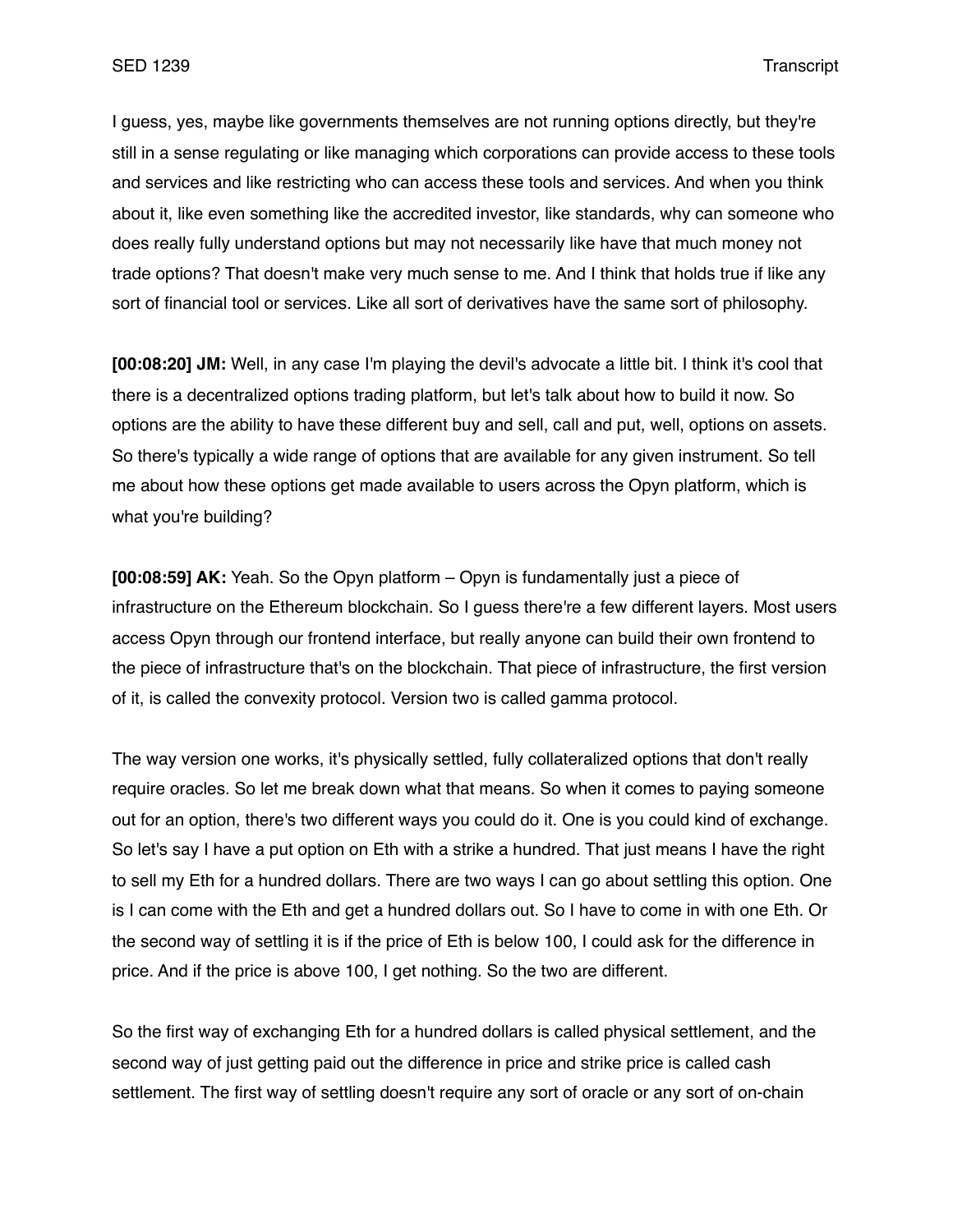I guess, yes, maybe like governments themselves are not running options directly, but they're still in a sense regulating or like managing which corporations can provide access to these tools and services and like restricting who can access these tools and services. And when you think about it, like even something like the accredited investor, like standards, why can someone who does really fully understand options but may not necessarily like have that much money not trade options? That doesn't make very much sense to me. And I think that holds true if like any sort of financial tool or services. Like all sort of derivatives have the same sort of philosophy.

**[00:08:20] JM:** Well, in any case I'm playing the devil's advocate a little bit. I think it's cool that there is a decentralized options trading platform, but let's talk about how to build it now. So options are the ability to have these different buy and sell, call and put, well, options on assets. So there's typically a wide range of options that are available for any given instrument. So tell me about how these options get made available to users across the Opyn platform, which is what you're building?

**[00:08:59] AK:** Yeah. So the Opyn platform – Opyn is fundamentally just a piece of infrastructure on the Ethereum blockchain. So I guess there're a few different layers. Most users access Opyn through our frontend interface, but really anyone can build their own frontend to the piece of infrastructure that's on the blockchain. That piece of infrastructure, the first version of it, is called the convexity protocol. Version two is called gamma protocol.

The way version one works, it's physically settled, fully collateralized options that don't really require oracles. So let me break down what that means. So when it comes to paying someone out for an option, there's two different ways you could do it. One is you could kind of exchange. So let's say I have a put option on Eth with a strike a hundred. That just means I have the right to sell my Eth for a hundred dollars. There are two ways I can go about settling this option. One is I can come with the Eth and get a hundred dollars out. So I have to come in with one Eth. Or the second way of settling it is if the price of Eth is below 100, I could ask for the difference in price. And if the price is above 100, I get nothing. So the two are different.

So the first way of exchanging Eth for a hundred dollars is called physical settlement, and the second way of just getting paid out the difference in price and strike price is called cash settlement. The first way of settling doesn't require any sort of oracle or any sort of on-chain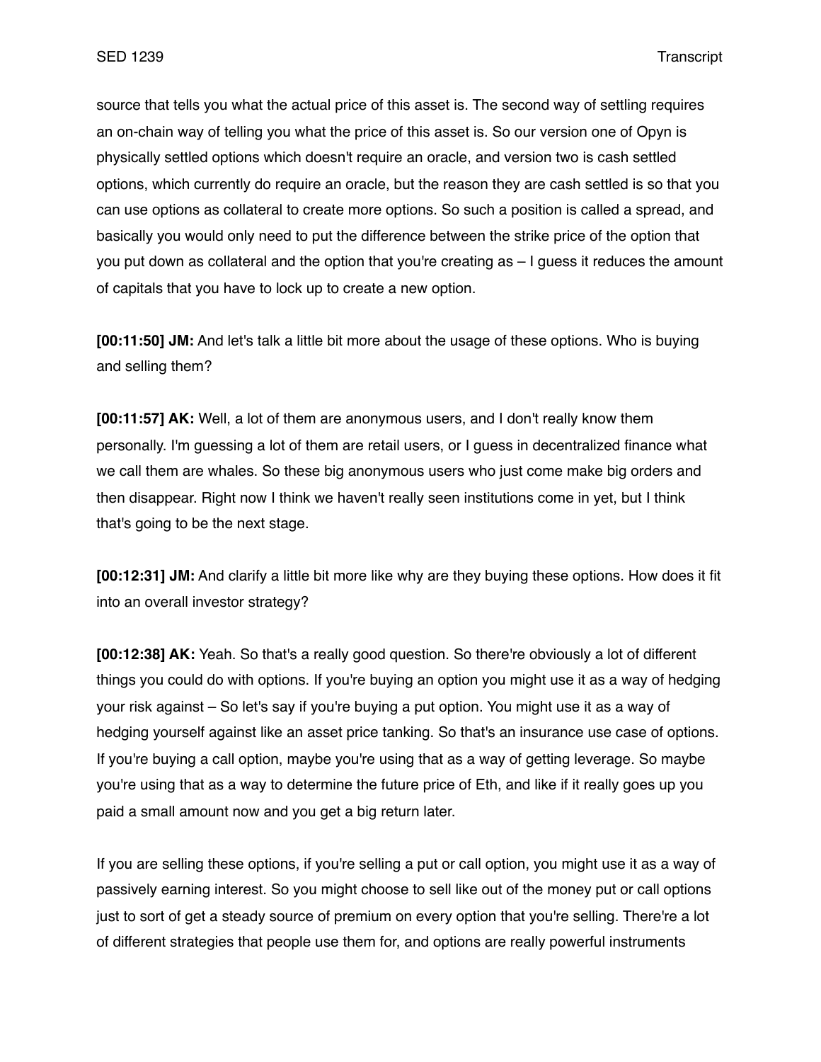source that tells you what the actual price of this asset is. The second way of settling requires an on-chain way of telling you what the price of this asset is. So our version one of Opyn is physically settled options which doesn't require an oracle, and version two is cash settled options, which currently do require an oracle, but the reason they are cash settled is so that you can use options as collateral to create more options. So such a position is called a spread, and basically you would only need to put the difference between the strike price of the option that you put down as collateral and the option that you're creating as – I guess it reduces the amount of capitals that you have to lock up to create a new option.

**[00:11:50] JM:** And let's talk a little bit more about the usage of these options. Who is buying and selling them?

**[00:11:57] AK:** Well, a lot of them are anonymous users, and I don't really know them personally. I'm guessing a lot of them are retail users, or I guess in decentralized finance what we call them are whales. So these big anonymous users who just come make big orders and then disappear. Right now I think we haven't really seen institutions come in yet, but I think that's going to be the next stage.

**[00:12:31] JM:** And clarify a little bit more like why are they buying these options. How does it fit into an overall investor strategy?

**[00:12:38] AK:** Yeah. So that's a really good question. So there're obviously a lot of different things you could do with options. If you're buying an option you might use it as a way of hedging your risk against – So let's say if you're buying a put option. You might use it as a way of hedging yourself against like an asset price tanking. So that's an insurance use case of options. If you're buying a call option, maybe you're using that as a way of getting leverage. So maybe you're using that as a way to determine the future price of Eth, and like if it really goes up you paid a small amount now and you get a big return later.

If you are selling these options, if you're selling a put or call option, you might use it as a way of passively earning interest. So you might choose to sell like out of the money put or call options just to sort of get a steady source of premium on every option that you're selling. There're a lot of different strategies that people use them for, and options are really powerful instruments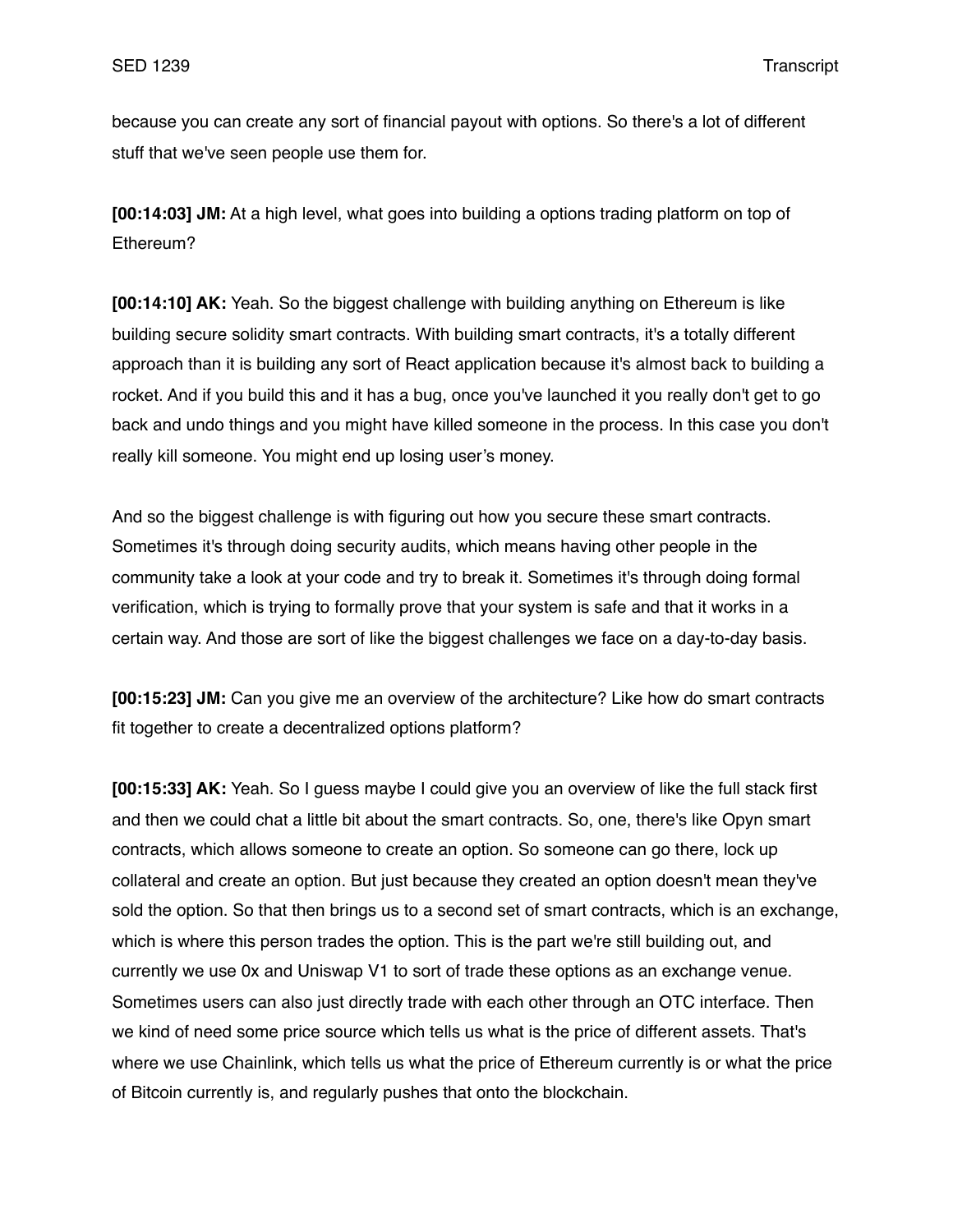because you can create any sort of financial payout with options. So there's a lot of different stuff that we've seen people use them for.

**[00:14:03] JM:** At a high level, what goes into building a options trading platform on top of Ethereum?

**[00:14:10] AK:** Yeah. So the biggest challenge with building anything on Ethereum is like building secure solidity smart contracts. With building smart contracts, it's a totally different approach than it is building any sort of React application because it's almost back to building a rocket. And if you build this and it has a bug, once you've launched it you really don't get to go back and undo things and you might have killed someone in the process. In this case you don't really kill someone. You might end up losing user's money.

And so the biggest challenge is with figuring out how you secure these smart contracts. Sometimes it's through doing security audits, which means having other people in the community take a look at your code and try to break it. Sometimes it's through doing formal verification, which is trying to formally prove that your system is safe and that it works in a certain way. And those are sort of like the biggest challenges we face on a day-to-day basis.

**[00:15:23] JM:** Can you give me an overview of the architecture? Like how do smart contracts fit together to create a decentralized options platform?

**[00:15:33] AK:** Yeah. So I guess maybe I could give you an overview of like the full stack first and then we could chat a little bit about the smart contracts. So, one, there's like Opyn smart contracts, which allows someone to create an option. So someone can go there, lock up collateral and create an option. But just because they created an option doesn't mean they've sold the option. So that then brings us to a second set of smart contracts, which is an exchange, which is where this person trades the option. This is the part we're still building out, and currently we use 0x and Uniswap V1 to sort of trade these options as an exchange venue. Sometimes users can also just directly trade with each other through an OTC interface. Then we kind of need some price source which tells us what is the price of different assets. That's where we use Chainlink, which tells us what the price of Ethereum currently is or what the price of Bitcoin currently is, and regularly pushes that onto the blockchain.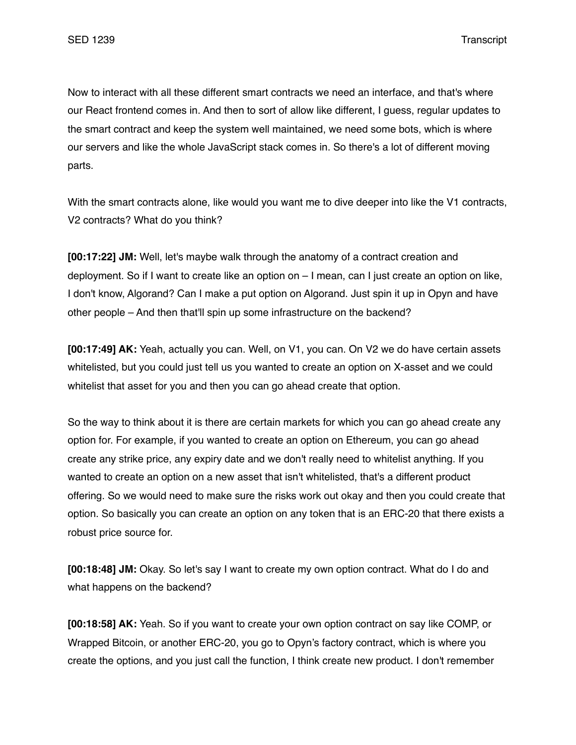Now to interact with all these different smart contracts we need an interface, and that's where our React frontend comes in. And then to sort of allow like different, I guess, regular updates to the smart contract and keep the system well maintained, we need some bots, which is where our servers and like the whole JavaScript stack comes in. So there's a lot of different moving parts.

With the smart contracts alone, like would you want me to dive deeper into like the V1 contracts, V2 contracts? What do you think?

**[00:17:22] JM:** Well, let's maybe walk through the anatomy of a contract creation and deployment. So if I want to create like an option on – I mean, can I just create an option on like, I don't know, Algorand? Can I make a put option on Algorand. Just spin it up in Opyn and have other people – And then that'll spin up some infrastructure on the backend?

**[00:17:49] AK:** Yeah, actually you can. Well, on V1, you can. On V2 we do have certain assets whitelisted, but you could just tell us you wanted to create an option on X-asset and we could whitelist that asset for you and then you can go ahead create that option.

So the way to think about it is there are certain markets for which you can go ahead create any option for. For example, if you wanted to create an option on Ethereum, you can go ahead create any strike price, any expiry date and we don't really need to whitelist anything. If you wanted to create an option on a new asset that isn't whitelisted, that's a different product offering. So we would need to make sure the risks work out okay and then you could create that option. So basically you can create an option on any token that is an ERC-20 that there exists a robust price source for.

**[00:18:48] JM:** Okay. So let's say I want to create my own option contract. What do I do and what happens on the backend?

**[00:18:58] AK:** Yeah. So if you want to create your own option contract on say like COMP, or Wrapped Bitcoin, or another ERC-20, you go to Opyn's factory contract, which is where you create the options, and you just call the function, I think create new product. I don't remember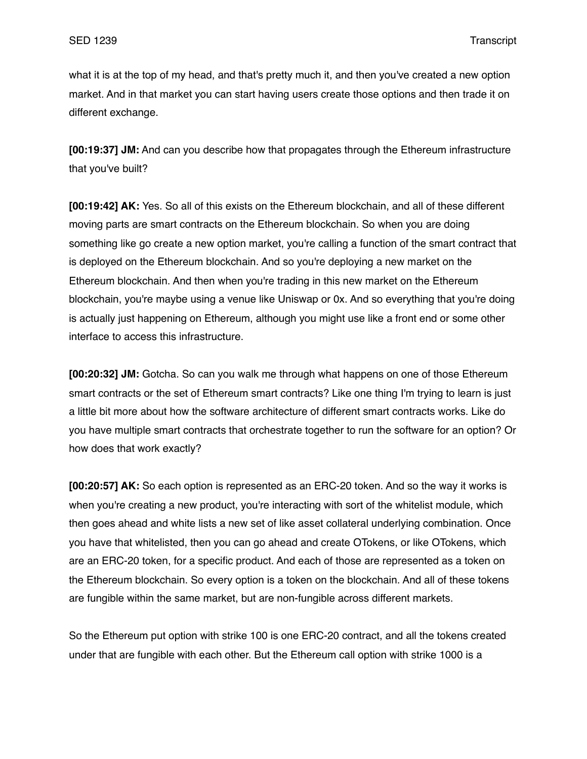what it is at the top of my head, and that's pretty much it, and then you've created a new option market. And in that market you can start having users create those options and then trade it on different exchange.

**[00:19:37] JM:** And can you describe how that propagates through the Ethereum infrastructure that you've built?

**[00:19:42] AK:** Yes. So all of this exists on the Ethereum blockchain, and all of these different moving parts are smart contracts on the Ethereum blockchain. So when you are doing something like go create a new option market, you're calling a function of the smart contract that is deployed on the Ethereum blockchain. And so you're deploying a new market on the Ethereum blockchain. And then when you're trading in this new market on the Ethereum blockchain, you're maybe using a venue like Uniswap or 0x. And so everything that you're doing is actually just happening on Ethereum, although you might use like a front end or some other interface to access this infrastructure.

**[00:20:32] JM:** Gotcha. So can you walk me through what happens on one of those Ethereum smart contracts or the set of Ethereum smart contracts? Like one thing I'm trying to learn is just a little bit more about how the software architecture of different smart contracts works. Like do you have multiple smart contracts that orchestrate together to run the software for an option? Or how does that work exactly?

**[00:20:57] AK:** So each option is represented as an ERC-20 token. And so the way it works is when you're creating a new product, you're interacting with sort of the whitelist module, which then goes ahead and white lists a new set of like asset collateral underlying combination. Once you have that whitelisted, then you can go ahead and create OTokens, or like OTokens, which are an ERC-20 token, for a specific product. And each of those are represented as a token on the Ethereum blockchain. So every option is a token on the blockchain. And all of these tokens are fungible within the same market, but are non-fungible across different markets.

So the Ethereum put option with strike 100 is one ERC-20 contract, and all the tokens created under that are fungible with each other. But the Ethereum call option with strike 1000 is a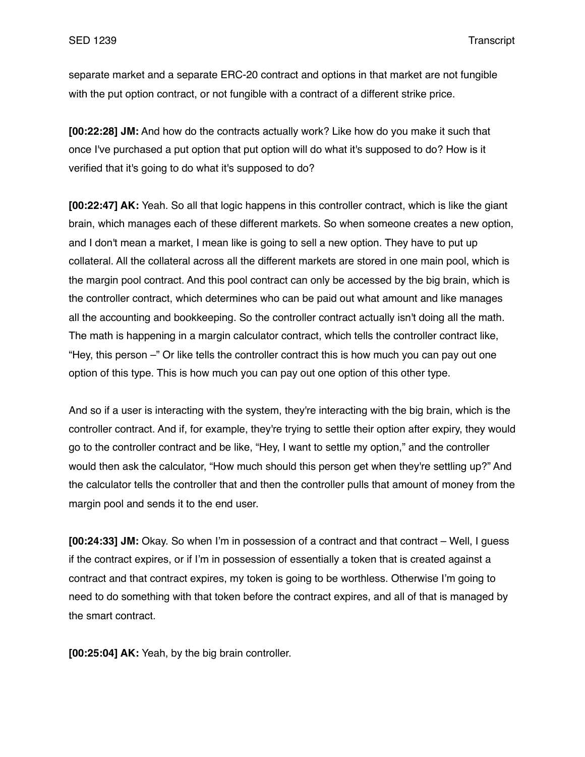separate market and a separate ERC-20 contract and options in that market are not fungible with the put option contract, or not fungible with a contract of a different strike price.

**[00:22:28] JM:** And how do the contracts actually work? Like how do you make it such that once I've purchased a put option that put option will do what it's supposed to do? How is it verified that it's going to do what it's supposed to do?

**[00:22:47] AK:** Yeah. So all that logic happens in this controller contract, which is like the giant brain, which manages each of these different markets. So when someone creates a new option, and I don't mean a market, I mean like is going to sell a new option. They have to put up collateral. All the collateral across all the different markets are stored in one main pool, which is the margin pool contract. And this pool contract can only be accessed by the big brain, which is the controller contract, which determines who can be paid out what amount and like manages all the accounting and bookkeeping. So the controller contract actually isn't doing all the math. The math is happening in a margin calculator contract, which tells the controller contract like, "Hey, this person –" Or like tells the controller contract this is how much you can pay out one option of this type. This is how much you can pay out one option of this other type.

And so if a user is interacting with the system, they're interacting with the big brain, which is the controller contract. And if, for example, they're trying to settle their option after expiry, they would go to the controller contract and be like, "Hey, I want to settle my option," and the controller would then ask the calculator, "How much should this person get when they're settling up?" And the calculator tells the controller that and then the controller pulls that amount of money from the margin pool and sends it to the end user.

**[00:24:33] JM:** Okay. So when I'm in possession of a contract and that contract – Well, I guess if the contract expires, or if I'm in possession of essentially a token that is created against a contract and that contract expires, my token is going to be worthless. Otherwise I'm going to need to do something with that token before the contract expires, and all of that is managed by the smart contract.

**[00:25:04] AK:** Yeah, by the big brain controller.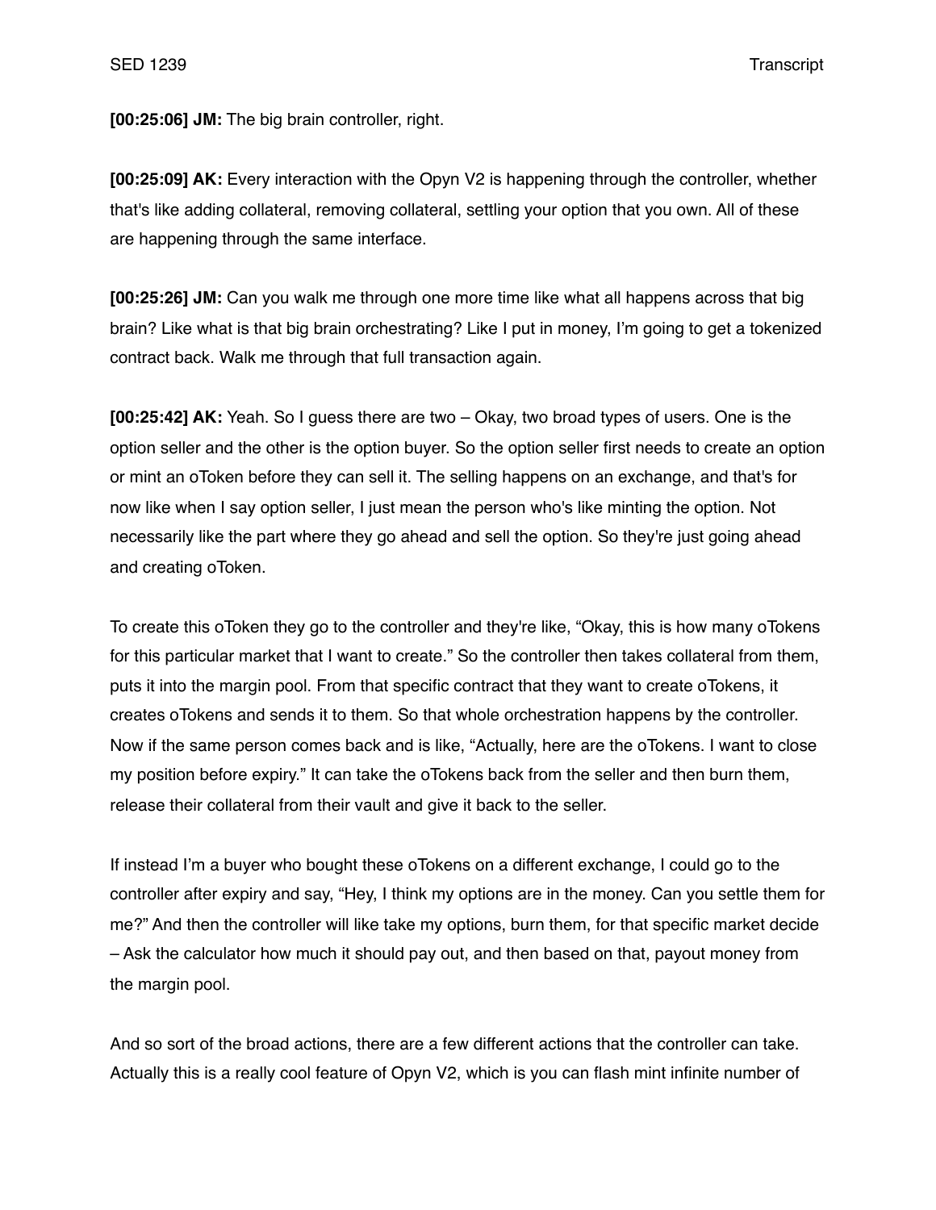**[00:25:06] JM:** The big brain controller, right.

**[00:25:09] AK:** Every interaction with the Opyn V2 is happening through the controller, whether that's like adding collateral, removing collateral, settling your option that you own. All of these are happening through the same interface.

**[00:25:26] JM:** Can you walk me through one more time like what all happens across that big brain? Like what is that big brain orchestrating? Like I put in money, I'm going to get a tokenized contract back. Walk me through that full transaction again.

**[00:25:42] AK:** Yeah. So I guess there are two – Okay, two broad types of users. One is the option seller and the other is the option buyer. So the option seller first needs to create an option or mint an oToken before they can sell it. The selling happens on an exchange, and that's for now like when I say option seller, I just mean the person who's like minting the option. Not necessarily like the part where they go ahead and sell the option. So they're just going ahead and creating oToken.

To create this oToken they go to the controller and they're like, "Okay, this is how many oTokens for this particular market that I want to create." So the controller then takes collateral from them, puts it into the margin pool. From that specific contract that they want to create oTokens, it creates oTokens and sends it to them. So that whole orchestration happens by the controller. Now if the same person comes back and is like, "Actually, here are the oTokens. I want to close my position before expiry." It can take the oTokens back from the seller and then burn them, release their collateral from their vault and give it back to the seller.

If instead I'm a buyer who bought these oTokens on a different exchange, I could go to the controller after expiry and say, "Hey, I think my options are in the money. Can you settle them for me?" And then the controller will like take my options, burn them, for that specific market decide – Ask the calculator how much it should pay out, and then based on that, payout money from the margin pool.

And so sort of the broad actions, there are a few different actions that the controller can take. Actually this is a really cool feature of Opyn V2, which is you can flash mint infinite number of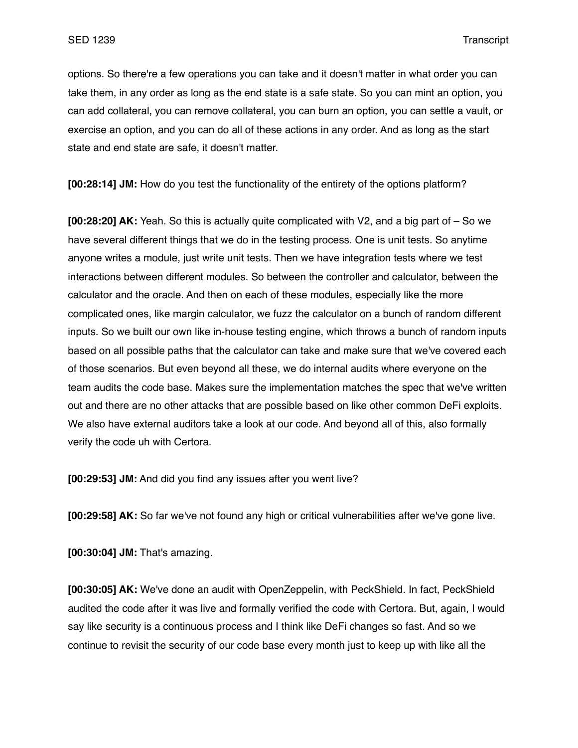options. So there're a few operations you can take and it doesn't matter in what order you can take them, in any order as long as the end state is a safe state. So you can mint an option, you can add collateral, you can remove collateral, you can burn an option, you can settle a vault, or exercise an option, and you can do all of these actions in any order. And as long as the start state and end state are safe, it doesn't matter.

**[00:28:14] JM:** How do you test the functionality of the entirety of the options platform?

**[00:28:20] AK:** Yeah. So this is actually quite complicated with V2, and a big part of – So we have several different things that we do in the testing process. One is unit tests. So anytime anyone writes a module, just write unit tests. Then we have integration tests where we test interactions between different modules. So between the controller and calculator, between the calculator and the oracle. And then on each of these modules, especially like the more complicated ones, like margin calculator, we fuzz the calculator on a bunch of random different inputs. So we built our own like in-house testing engine, which throws a bunch of random inputs based on all possible paths that the calculator can take and make sure that we've covered each of those scenarios. But even beyond all these, we do internal audits where everyone on the team audits the code base. Makes sure the implementation matches the spec that we've written out and there are no other attacks that are possible based on like other common DeFi exploits. We also have external auditors take a look at our code. And beyond all of this, also formally verify the code uh with Certora.

**[00:29:53] JM:** And did you find any issues after you went live?

**[00:29:58] AK:** So far we've not found any high or critical vulnerabilities after we've gone live.

**[00:30:04] JM:** That's amazing.

**[00:30:05] AK:** We've done an audit with OpenZeppelin, with PeckShield. In fact, PeckShield audited the code after it was live and formally verified the code with Certora. But, again, I would say like security is a continuous process and I think like DeFi changes so fast. And so we continue to revisit the security of our code base every month just to keep up with like all the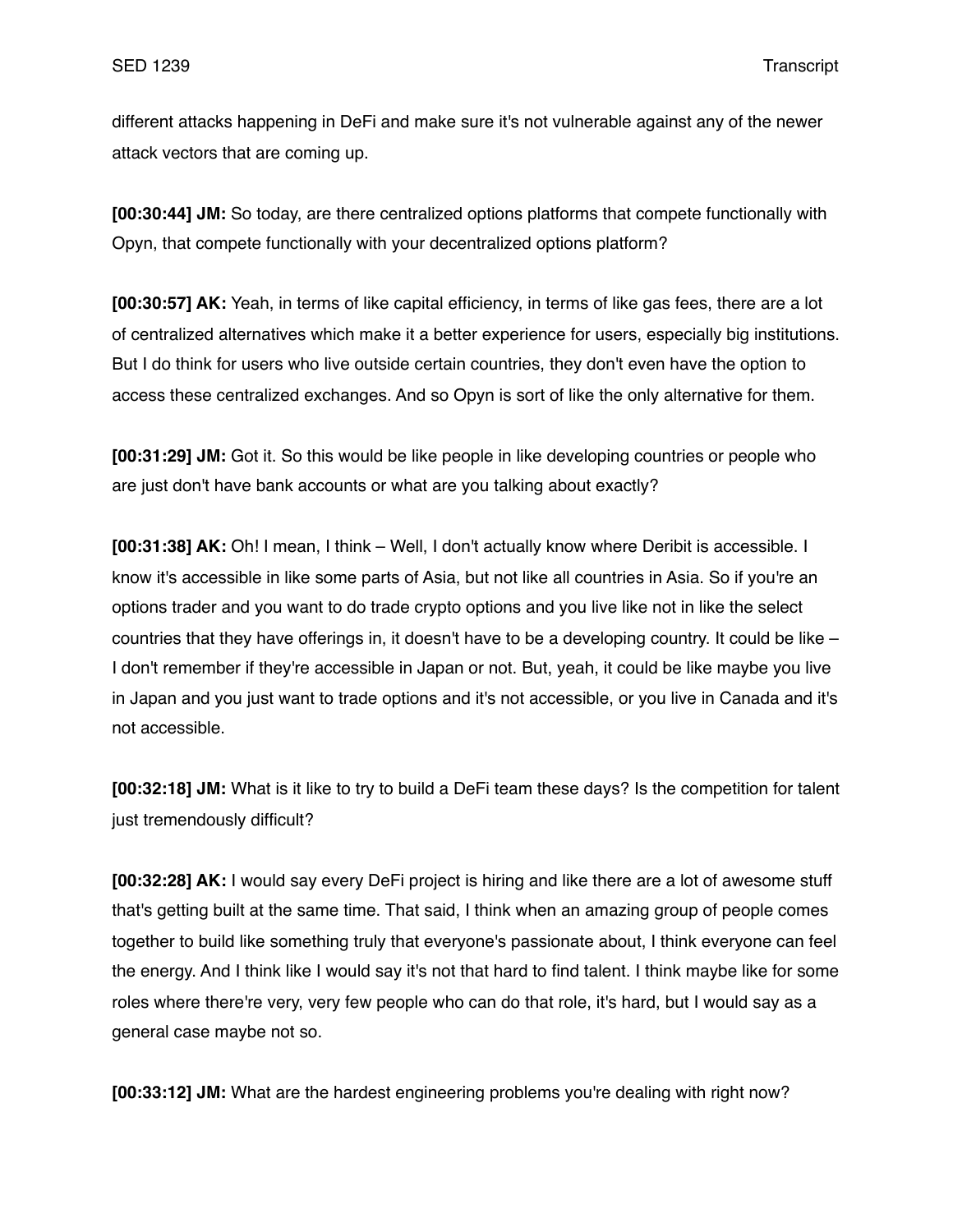different attacks happening in DeFi and make sure it's not vulnerable against any of the newer attack vectors that are coming up.

**[00:30:44] JM:** So today, are there centralized options platforms that compete functionally with Opyn, that compete functionally with your decentralized options platform?

**[00:30:57] AK:** Yeah, in terms of like capital efficiency, in terms of like gas fees, there are a lot of centralized alternatives which make it a better experience for users, especially big institutions. But I do think for users who live outside certain countries, they don't even have the option to access these centralized exchanges. And so Opyn is sort of like the only alternative for them.

**[00:31:29] JM:** Got it. So this would be like people in like developing countries or people who are just don't have bank accounts or what are you talking about exactly?

**[00:31:38] AK:** Oh! I mean, I think – Well, I don't actually know where Deribit is accessible. I know it's accessible in like some parts of Asia, but not like all countries in Asia. So if you're an options trader and you want to do trade crypto options and you live like not in like the select countries that they have offerings in, it doesn't have to be a developing country. It could be like – I don't remember if they're accessible in Japan or not. But, yeah, it could be like maybe you live in Japan and you just want to trade options and it's not accessible, or you live in Canada and it's not accessible.

**[00:32:18] JM:** What is it like to try to build a DeFi team these days? Is the competition for talent just tremendously difficult?

**[00:32:28] AK:** I would say every DeFi project is hiring and like there are a lot of awesome stuff that's getting built at the same time. That said, I think when an amazing group of people comes together to build like something truly that everyone's passionate about, I think everyone can feel the energy. And I think like I would say it's not that hard to find talent. I think maybe like for some roles where there're very, very few people who can do that role, it's hard, but I would say as a general case maybe not so.

**[00:33:12] JM:** What are the hardest engineering problems you're dealing with right now?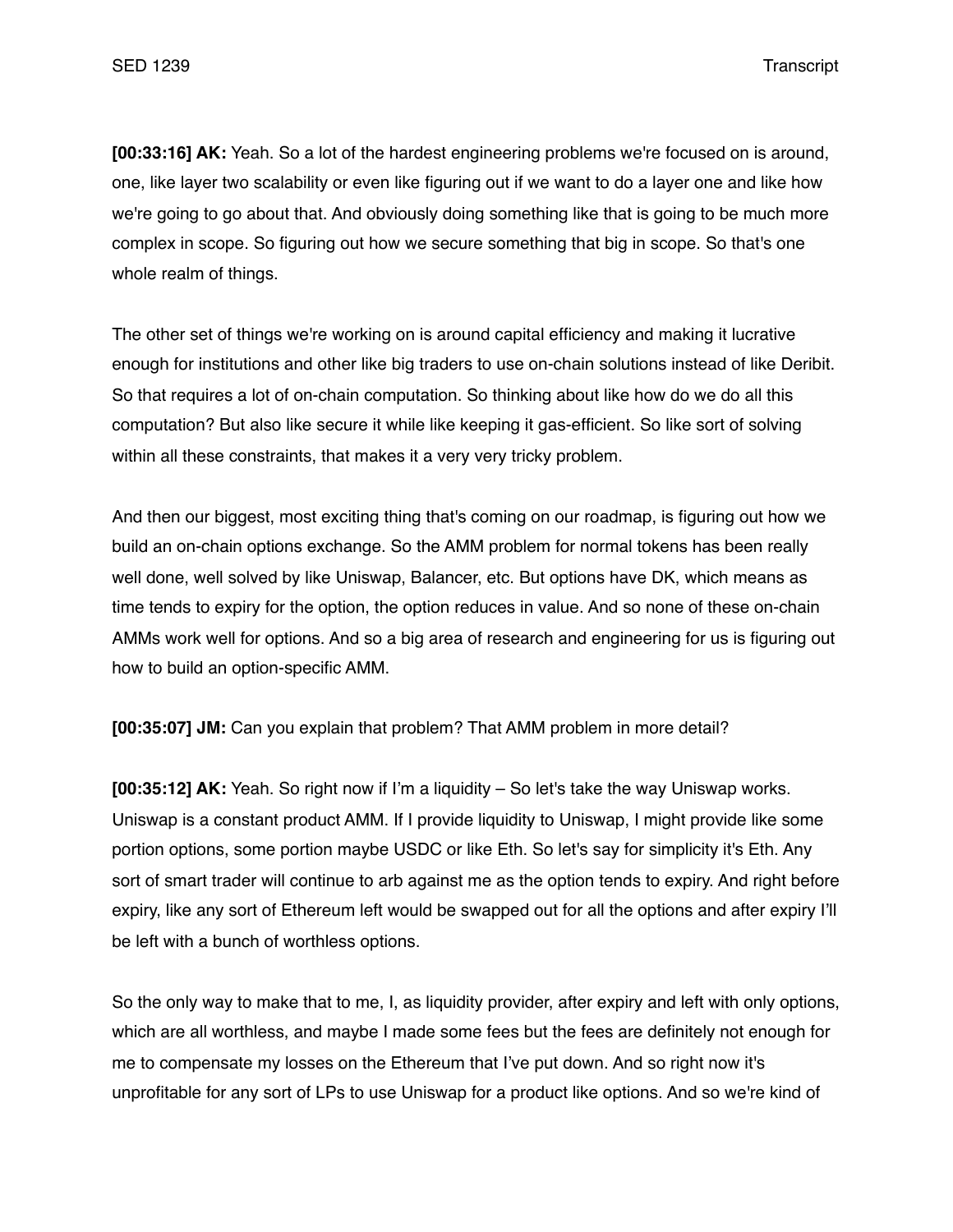**[00:33:16] AK:** Yeah. So a lot of the hardest engineering problems we're focused on is around, one, like layer two scalability or even like figuring out if we want to do a layer one and like how we're going to go about that. And obviously doing something like that is going to be much more complex in scope. So figuring out how we secure something that big in scope. So that's one whole realm of things.

The other set of things we're working on is around capital efficiency and making it lucrative enough for institutions and other like big traders to use on-chain solutions instead of like Deribit. So that requires a lot of on-chain computation. So thinking about like how do we do all this computation? But also like secure it while like keeping it gas-efficient. So like sort of solving within all these constraints, that makes it a very very tricky problem.

And then our biggest, most exciting thing that's coming on our roadmap, is figuring out how we build an on-chain options exchange. So the AMM problem for normal tokens has been really well done, well solved by like Uniswap, Balancer, etc. But options have DK, which means as time tends to expiry for the option, the option reduces in value. And so none of these on-chain AMMs work well for options. And so a big area of research and engineering for us is figuring out how to build an option-specific AMM.

**[00:35:07] JM:** Can you explain that problem? That AMM problem in more detail?

**[00:35:12] AK:** Yeah. So right now if I'm a liquidity – So let's take the way Uniswap works. Uniswap is a constant product AMM. If I provide liquidity to Uniswap, I might provide like some portion options, some portion maybe USDC or like Eth. So let's say for simplicity it's Eth. Any sort of smart trader will continue to arb against me as the option tends to expiry. And right before expiry, like any sort of Ethereum left would be swapped out for all the options and after expiry I'll be left with a bunch of worthless options.

So the only way to make that to me, I, as liquidity provider, after expiry and left with only options, which are all worthless, and maybe I made some fees but the fees are definitely not enough for me to compensate my losses on the Ethereum that I've put down. And so right now it's unprofitable for any sort of LPs to use Uniswap for a product like options. And so we're kind of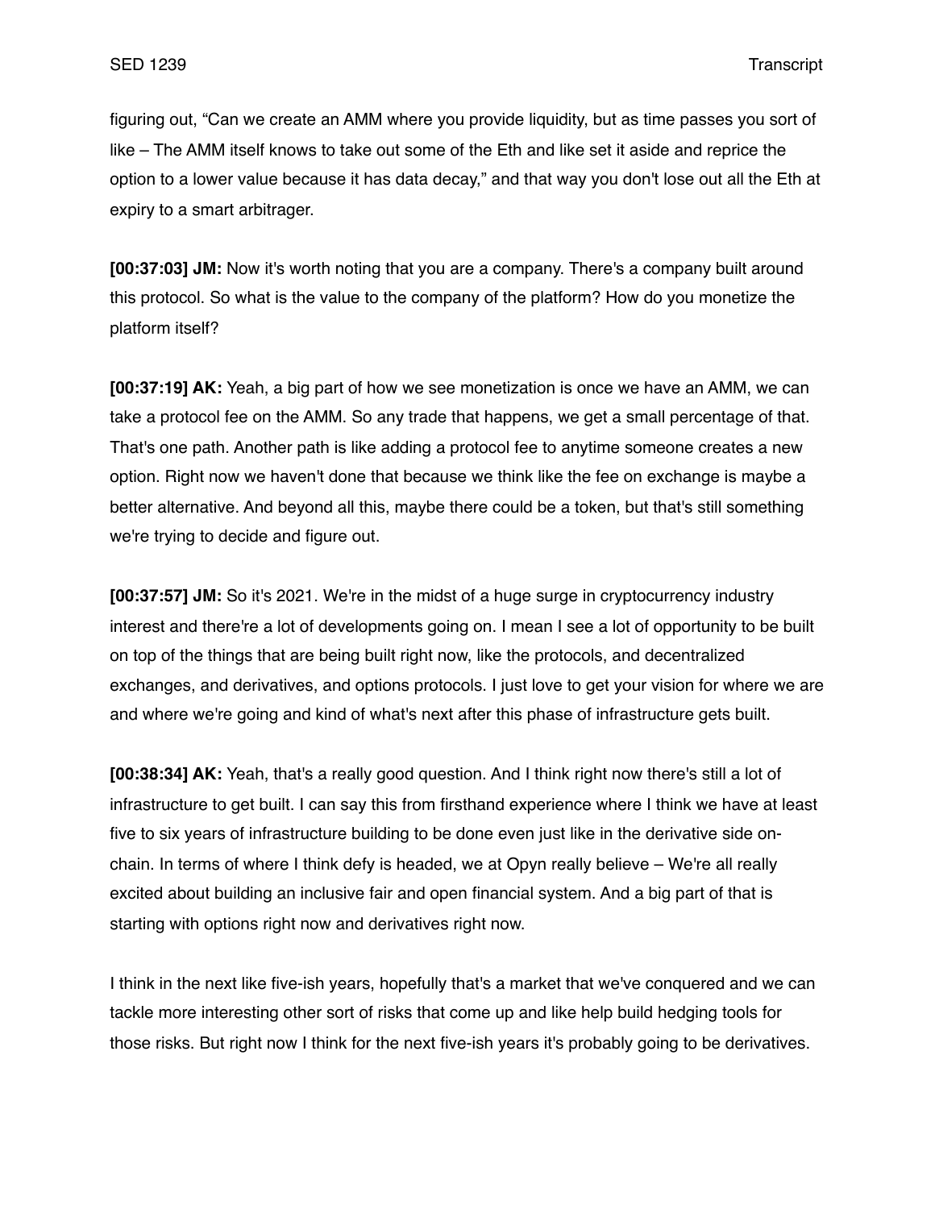figuring out, “Can we create an AMM where you provide liquidity, but as time passes you sort of like – The AMM itself knows to take out some of the Eth and like set it aside and reprice the option to a lower value because it has data decay,” and that way you don't lose out all the Eth at expiry to a smart arbitrager.

**[00:37:03] JM:** Now it's worth noting that you are a company. There's a company built around this protocol. So what is the value to the company of the platform? How do you monetize the platform itself?

**[00:37:19] AK:** Yeah, a big part of how we see monetization is once we have an AMM, we can take a protocol fee on the AMM. So any trade that happens, we get a small percentage of that. That's one path. Another path is like adding a protocol fee to anytime someone creates a new option. Right now we haven't done that because we think like the fee on exchange is maybe a better alternative. And beyond all this, maybe there could be a token, but that's still something we're trying to decide and figure out.

**[00:37:57] JM:** So it's 2021. We're in the midst of a huge surge in cryptocurrency industry interest and there're a lot of developments going on. I mean I see a lot of opportunity to be built on top of the things that are being built right now, like the protocols, and decentralized exchanges, and derivatives, and options protocols. I just love to get your vision for where we are and where we're going and kind of what's next after this phase of infrastructure gets built.

**[00:38:34] AK:** Yeah, that's a really good question. And I think right now there's still a lot of infrastructure to get built. I can say this from firsthand experience where I think we have at least five to six years of infrastructure building to be done even just like in the derivative side on-chain. In terms of where I think defy is headed, we at Opyn really believe – We're all really excited about building an inclusive fair and open financial system. And a big part of that is starting with options right now and derivatives right now.

I think in the next like five-ish years, hopefully that's a market that we've conquered and we can tackle more interesting other sort of risks that come up and like help build hedging tools for those risks. But right now I think for the next five-ish years it's probably going to be derivatives.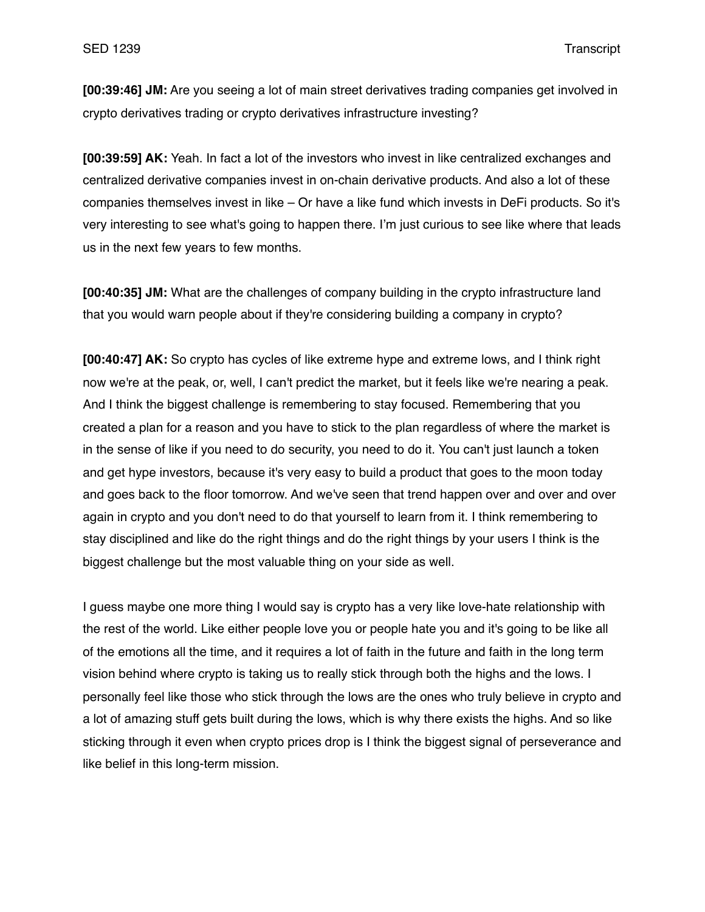**[00:39:46] JM:** Are you seeing a lot of main street derivatives trading companies get involved in crypto derivatives trading or crypto derivatives infrastructure investing?

**[00:39:59] AK:** Yeah. In fact a lot of the investors who invest in like centralized exchanges and centralized derivative companies invest in on-chain derivative products. And also a lot of these companies themselves invest in like – Or have a like fund which invests in DeFi products. So it's very interesting to see what's going to happen there. I'm just curious to see like where that leads us in the next few years to few months.

**[00:40:35] JM:** What are the challenges of company building in the crypto infrastructure land that you would warn people about if they're considering building a company in crypto?

**[00:40:47] AK:** So crypto has cycles of like extreme hype and extreme lows, and I think right now we're at the peak, or, well, I can't predict the market, but it feels like we're nearing a peak. And I think the biggest challenge is remembering to stay focused. Remembering that you created a plan for a reason and you have to stick to the plan regardless of where the market is in the sense of like if you need to do security, you need to do it. You can't just launch a token and get hype investors, because it's very easy to build a product that goes to the moon today and goes back to the floor tomorrow. And we've seen that trend happen over and over and over again in crypto and you don't need to do that yourself to learn from it. I think remembering to stay disciplined and like do the right things and do the right things by your users I think is the biggest challenge but the most valuable thing on your side as well.

I guess maybe one more thing I would say is crypto has a very like love-hate relationship with the rest of the world. Like either people love you or people hate you and it's going to be like all of the emotions all the time, and it requires a lot of faith in the future and faith in the long term vision behind where crypto is taking us to really stick through both the highs and the lows. I personally feel like those who stick through the lows are the ones who truly believe in crypto and a lot of amazing stuff gets built during the lows, which is why there exists the highs. And so like sticking through it even when crypto prices drop is I think the biggest signal of perseverance and like belief in this long-term mission.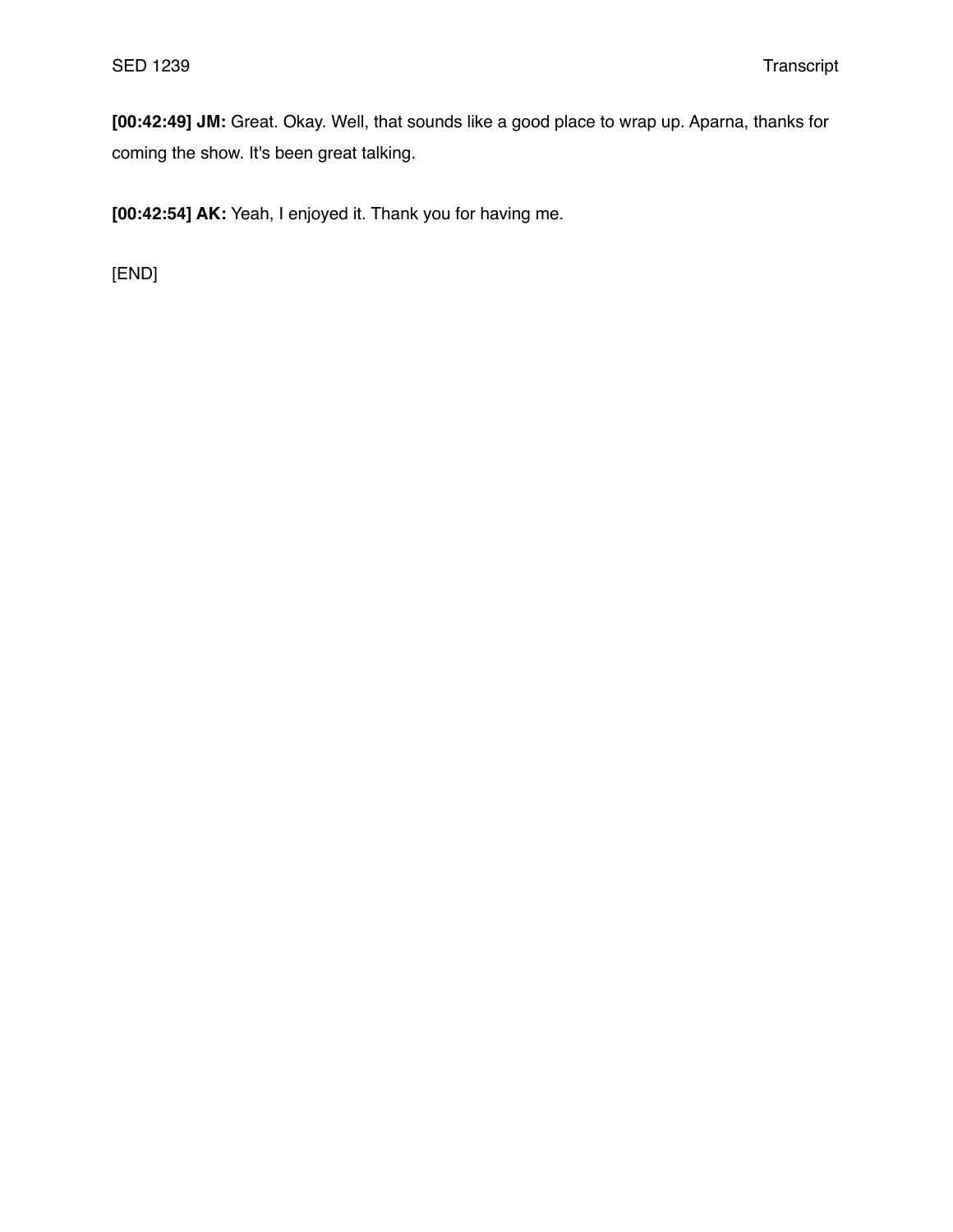**[00:42:49] JM:** Great. Okay. Well, that sounds like a good place to wrap up. Aparna, thanks for coming the show. It's been great talking.

**[00:42:54] AK:** Yeah, I enjoyed it. Thank you for having me.

[END]